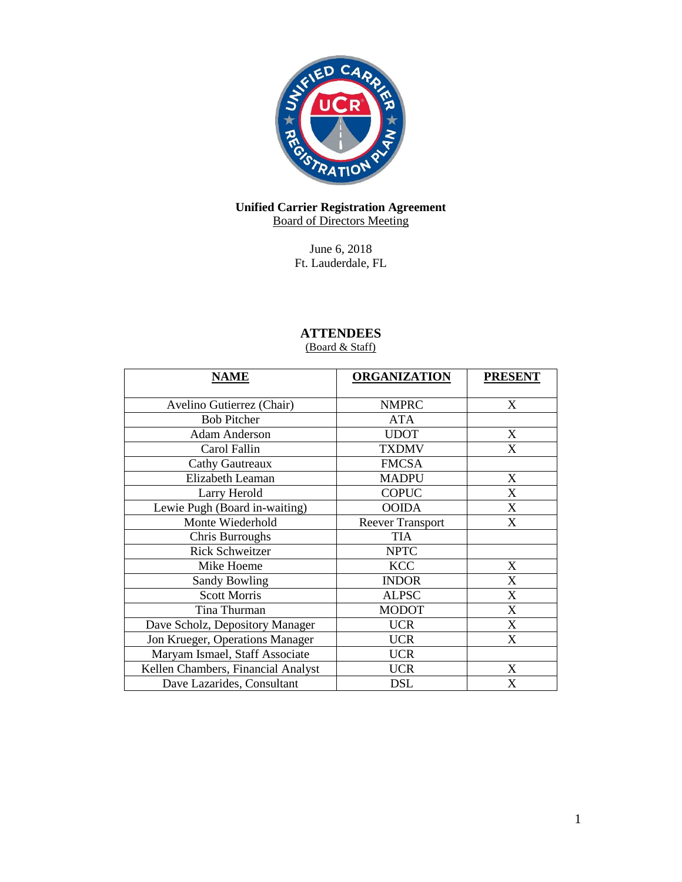**Unified Carrier Registration Agreement**
Board of Directors Meeting

June 6, 2018
Ft. Lauderdale, FL

## ATTENDEES
(Board & Staff)

| NAME | ORGANIZATION | PRESENT |
|---|---|---|
| Avelino Gutierrez (Chair) | NMPRC | X |
| Bob Pitcher | ATA | |
| Adam Anderson | UDOT | X |
| Carol Fallin | TXDMV | X |
| Cathy Gautreaux | FMCSA | |
| Elizabeth Leaman | MADPU | X |
| Larry Herold | COPUC | X |
| Lewie Pugh (Board in-waiting) | OOIDA | X |
| Monte Wiederhold | Reever Transport | X |
| Chris Burroughs | TIA | |
| Rick Schweitzer | NPTC | |
| Mike Hoeme | KCC | X |
| Sandy Bowling | INDOR | X |
| Scott Morris | ALPSC | X |
| Tina Thurman | MODOT | X |
| Dave Scholz, Depository Manager | UCR | X |
| Jon Krueger, Operations Manager | UCR | X |
| Maryam Ismael, Staff Associate | UCR | |
| Kellen Chambers, Financial Analyst | UCR | X |
| Dave Lazarides, Consultant | DSL | X |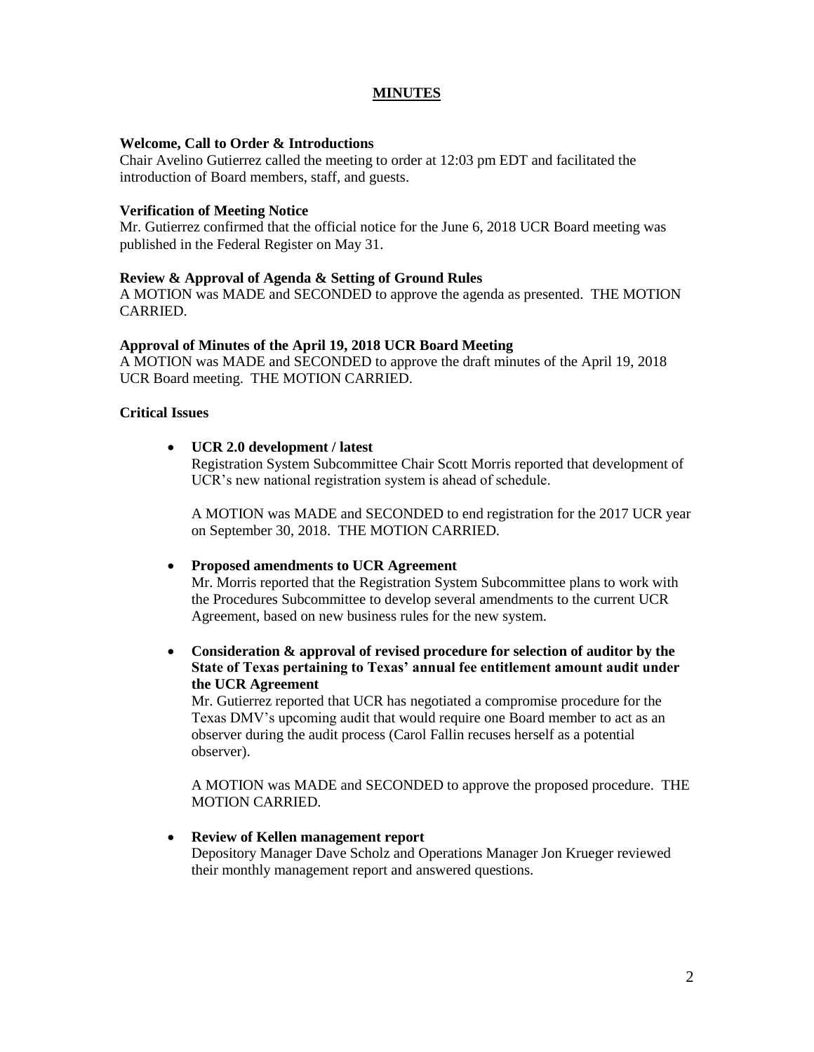# MINUTES

**Welcome, Call to Order & Introductions**

Chair Avelino Gutierrez called the meeting to order at 12:03 pm EDT and facilitated the introduction of Board members, staff, and guests.

**Verification of Meeting Notice**

Mr. Gutierrez confirmed that the official notice for the June 6, 2018 UCR Board meeting was published in the Federal Register on May 31.

**Review & Approval of Agenda & Setting of Ground Rules**

A MOTION was MADE and SECONDED to approve the agenda as presented. THE MOTION CARRIED.

**Approval of Minutes of the April 19, 2018 UCR Board Meeting**

A MOTION was MADE and SECONDED to approve the draft minutes of the April 19, 2018 UCR Board meeting. THE MOTION CARRIED.

**Critical Issues**

- **UCR 2.0 development / latest**

  Registration System Subcommittee Chair Scott Morris reported that development of UCR's new national registration system is ahead of schedule.

  A MOTION was MADE and SECONDED to end registration for the 2017 UCR year on September 30, 2018. THE MOTION CARRIED.

- **Proposed amendments to UCR Agreement**

  Mr. Morris reported that the Registration System Subcommittee plans to work with the Procedures Subcommittee to develop several amendments to the current UCR Agreement, based on new business rules for the new system.

- **Consideration & approval of revised procedure for selection of auditor by the State of Texas pertaining to Texas' annual fee entitlement amount audit under the UCR Agreement**

  Mr. Gutierrez reported that UCR has negotiated a compromise procedure for the Texas DMV's upcoming audit that would require one Board member to act as an observer during the audit process (Carol Fallin recuses herself as a potential observer).

  A MOTION was MADE and SECONDED to approve the proposed procedure. THE MOTION CARRIED.

- **Review of Kellen management report**

  Depository Manager Dave Scholz and Operations Manager Jon Krueger reviewed their monthly management report and answered questions.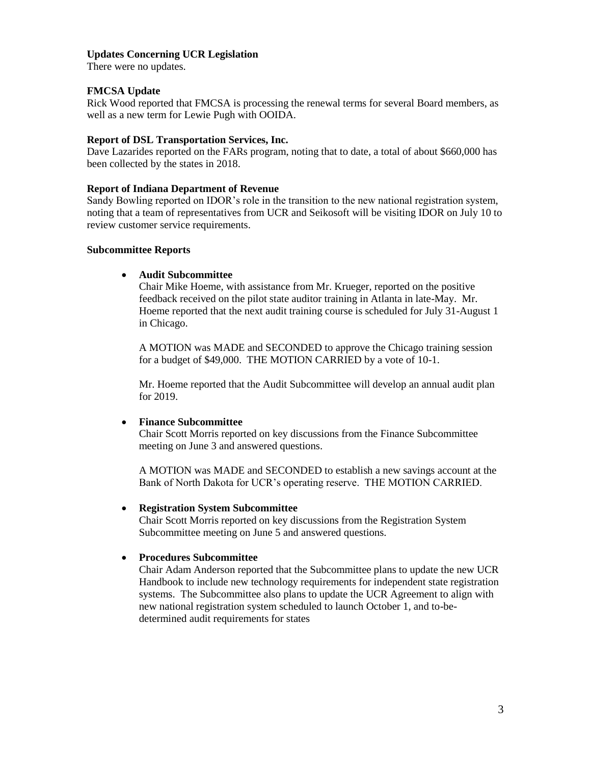**Updates Concerning UCR Legislation**

There were no updates.

**FMCSA Update**

Rick Wood reported that FMCSA is processing the renewal terms for several Board members, as well as a new term for Lewie Pugh with OOIDA.

**Report of DSL Transportation Services, Inc.**

Dave Lazarides reported on the FARs program, noting that to date, a total of about $660,000 has been collected by the states in 2018.

**Report of Indiana Department of Revenue**

Sandy Bowling reported on IDOR's role in the transition to the new national registration system, noting that a team of representatives from UCR and Seikosoft will be visiting IDOR on July 10 to review customer service requirements.

**Subcommittee Reports**

- **Audit Subcommittee**

  Chair Mike Hoeme, with assistance from Mr. Krueger, reported on the positive feedback received on the pilot state auditor training in Atlanta in late-May. Mr. Hoeme reported that the next audit training course is scheduled for July 31-August 1 in Chicago.

  A MOTION was MADE and SECONDED to approve the Chicago training session for a budget of $49,000. THE MOTION CARRIED by a vote of 10-1.

  Mr. Hoeme reported that the Audit Subcommittee will develop an annual audit plan for 2019.

- **Finance Subcommittee**

  Chair Scott Morris reported on key discussions from the Finance Subcommittee meeting on June 3 and answered questions.

  A MOTION was MADE and SECONDED to establish a new savings account at the Bank of North Dakota for UCR's operating reserve. THE MOTION CARRIED.

- **Registration System Subcommittee**

  Chair Scott Morris reported on key discussions from the Registration System Subcommittee meeting on June 5 and answered questions.

- **Procedures Subcommittee**

  Chair Adam Anderson reported that the Subcommittee plans to update the new UCR Handbook to include new technology requirements for independent state registration systems. The Subcommittee also plans to update the UCR Agreement to align with new national registration system scheduled to launch October 1, and to-be-determined audit requirements for states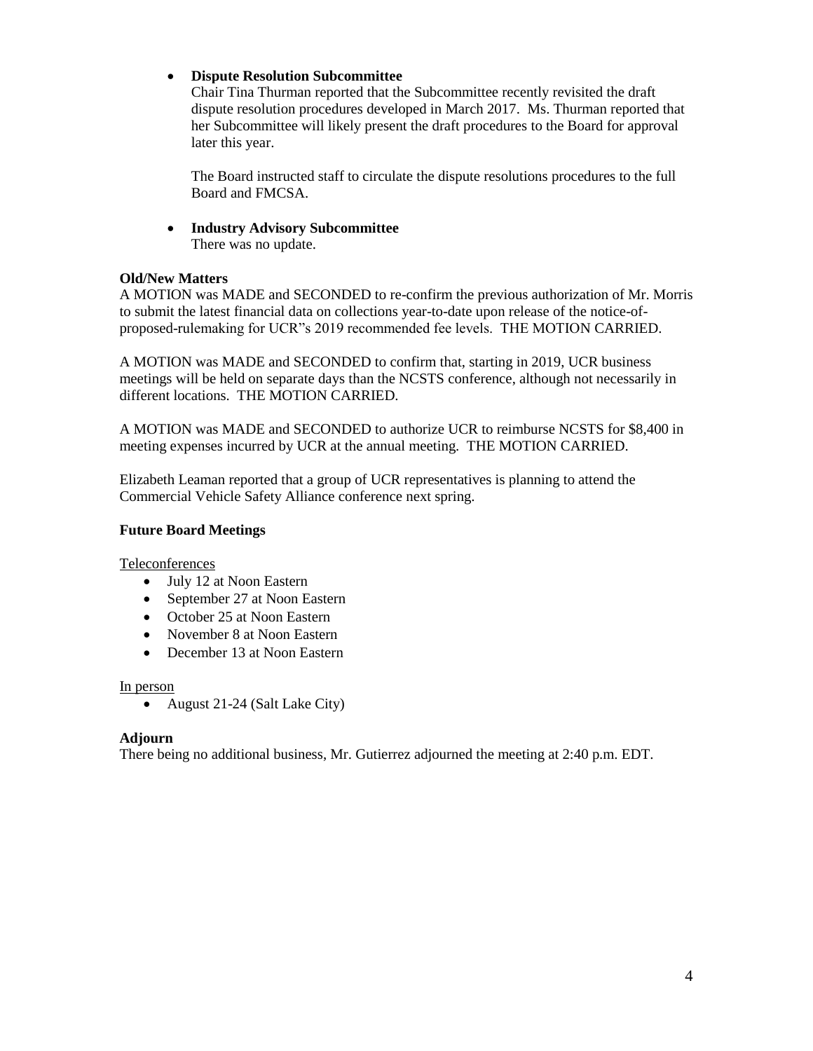- **Dispute Resolution Subcommittee**
  Chair Tina Thurman reported that the Subcommittee recently revisited the draft dispute resolution procedures developed in March 2017. Ms. Thurman reported that her Subcommittee will likely present the draft procedures to the Board for approval later this year.

  The Board instructed staff to circulate the dispute resolutions procedures to the full Board and FMCSA.

- **Industry Advisory Subcommittee**
  There was no update.

**Old/New Matters**

A MOTION was MADE and SECONDED to re-confirm the previous authorization of Mr. Morris to submit the latest financial data on collections year-to-date upon release of the notice-of-proposed-rulemaking for UCR"s 2019 recommended fee levels. THE MOTION CARRIED.

A MOTION was MADE and SECONDED to confirm that, starting in 2019, UCR business meetings will be held on separate days than the NCSTS conference, although not necessarily in different locations. THE MOTION CARRIED.

A MOTION was MADE and SECONDED to authorize UCR to reimburse NCSTS for $8,400 in meeting expenses incurred by UCR at the annual meeting. THE MOTION CARRIED.

Elizabeth Leaman reported that a group of UCR representatives is planning to attend the Commercial Vehicle Safety Alliance conference next spring.

**Future Board Meetings**

Teleconferences

- July 12 at Noon Eastern
- September 27 at Noon Eastern
- October 25 at Noon Eastern
- November 8 at Noon Eastern
- December 13 at Noon Eastern

In person

- August 21-24 (Salt Lake City)

**Adjourn**

There being no additional business, Mr. Gutierrez adjourned the meeting at 2:40 p.m. EDT.